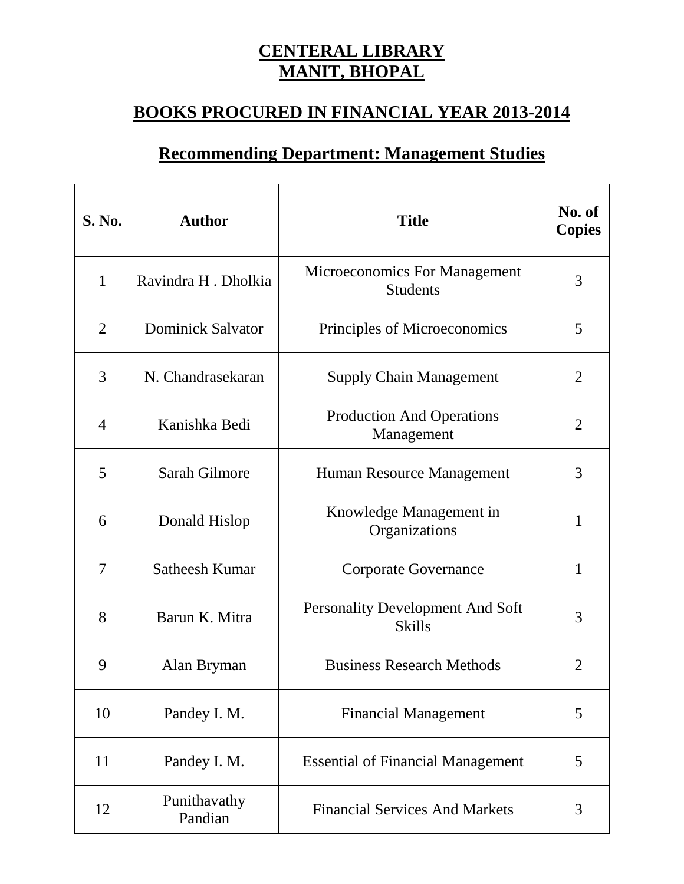# CENTERAL LIBRARY
# MANIT, BHOPAL

## BOOKS PROCURED IN FINANCIAL YEAR 2013-2014

### Recommending Department: Management Studies

| S. No. | Author | Title | No. of Copies |
|---|---|---|---|
| 1 | Ravindra H . Dholkia | Microeconomics For Management Students | 3 |
| 2 | Dominick Salvator | Principles of Microeconomics | 5 |
| 3 | N. Chandrasekaran | Supply Chain Management | 2 |
| 4 | Kanishka Bedi | Production And Operations Management | 2 |
| 5 | Sarah Gilmore | Human Resource Management | 3 |
| 6 | Donald Hislop | Knowledge Management in Organizations | 1 |
| 7 | Satheesh Kumar | Corporate Governance | 1 |
| 8 | Barun K. Mitra | Personality Development And Soft Skills | 3 |
| 9 | Alan Bryman | Business Research Methods | 2 |
| 10 | Pandey I. M. | Financial Management | 5 |
| 11 | Pandey I. M. | Essential of Financial Management | 5 |
| 12 | Punithavathy Pandian | Financial Services And Markets | 3 |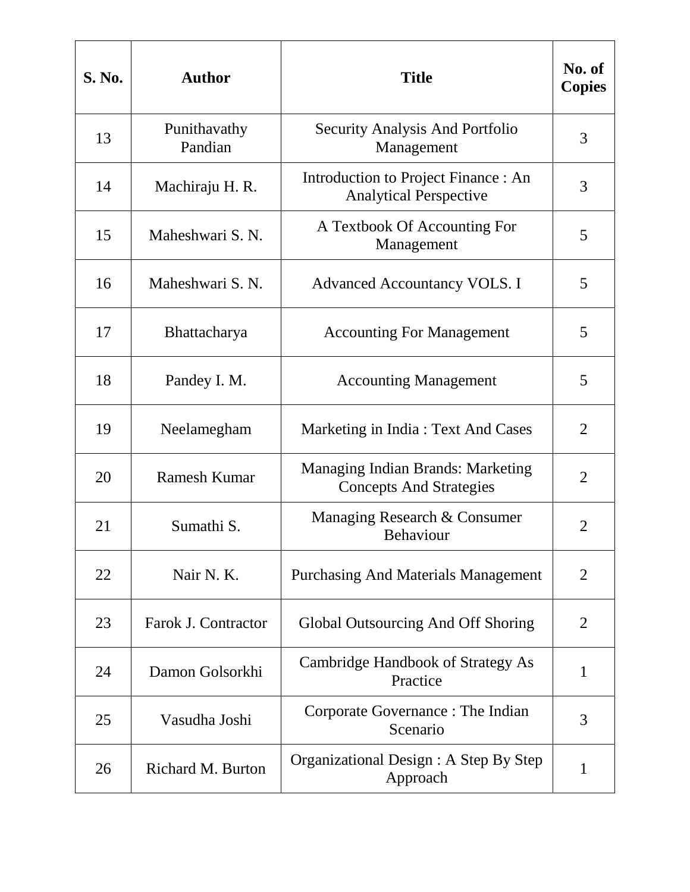| S. No. | Author | Title | No. of Copies |
|---|---|---|---|
| 13 | Punithavathy Pandian | Security Analysis And Portfolio Management | 3 |
| 14 | Machiraju H. R. | Introduction to Project Finance : An Analytical Perspective | 3 |
| 15 | Maheshwari S. N. | A Textbook Of Accounting For Management | 5 |
| 16 | Maheshwari S. N. | Advanced Accountancy VOLS. I | 5 |
| 17 | Bhattacharya | Accounting For Management | 5 |
| 18 | Pandey I. M. | Accounting Management | 5 |
| 19 | Neelamegham | Marketing in India : Text And Cases | 2 |
| 20 | Ramesh Kumar | Managing Indian Brands: Marketing Concepts And Strategies | 2 |
| 21 | Sumathi S. | Managing Research & Consumer Behaviour | 2 |
| 22 | Nair N. K. | Purchasing And Materials Management | 2 |
| 23 | Farok J. Contractor | Global Outsourcing And Off Shoring | 2 |
| 24 | Damon Golsorkhi | Cambridge Handbook of Strategy As Practice | 1 |
| 25 | Vasudha Joshi | Corporate Governance : The Indian Scenario | 3 |
| 26 | Richard M. Burton | Organizational Design : A Step By Step Approach | 1 |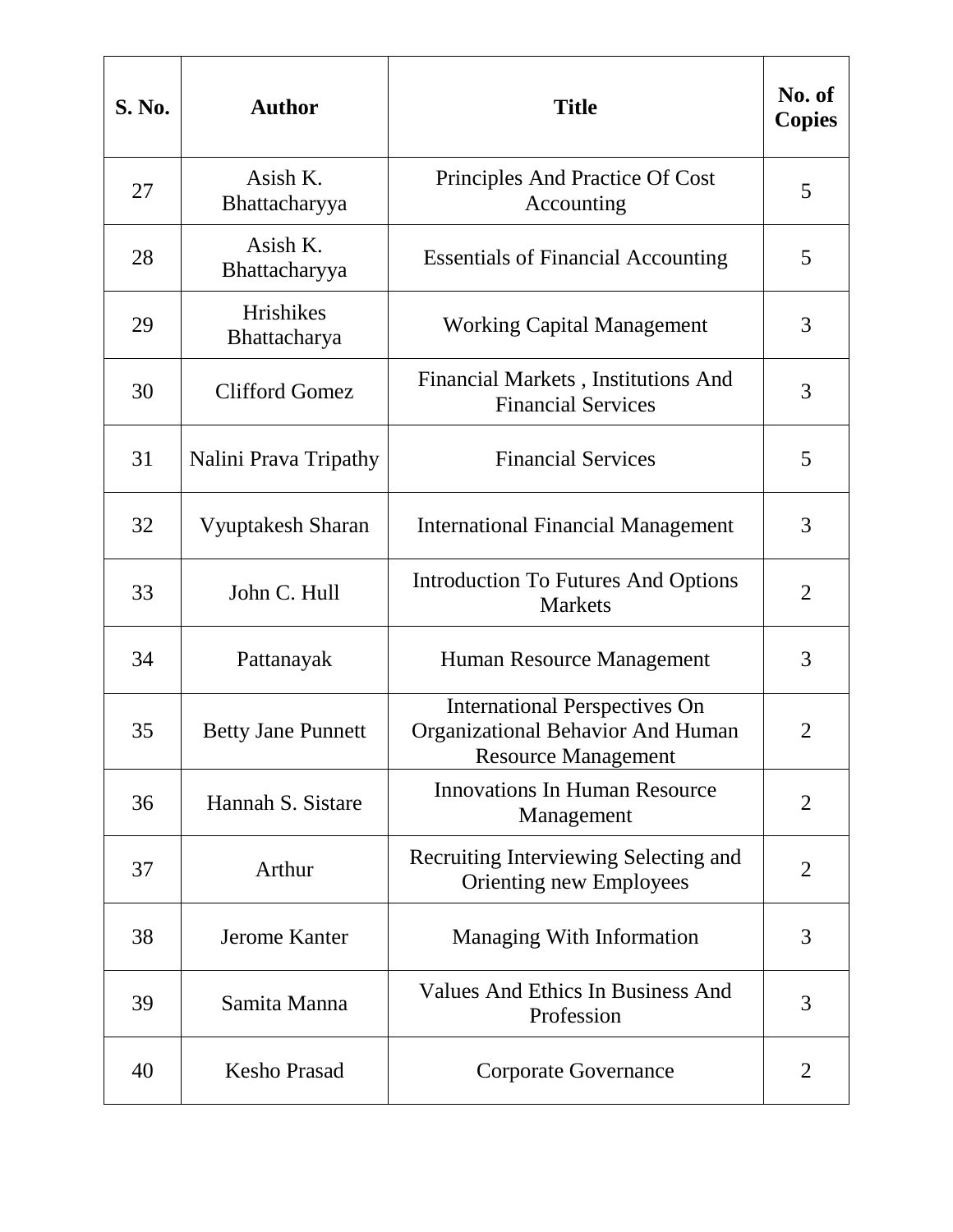| S. No. | Author | Title | No. of Copies |
|---|---|---|---|
| 27 | Asish K. Bhattacharyya | Principles And Practice Of Cost Accounting | 5 |
| 28 | Asish K. Bhattacharyya | Essentials of Financial Accounting | 5 |
| 29 | Hrishikes Bhattacharya | Working Capital Management | 3 |
| 30 | Clifford Gomez | Financial Markets , Institutions And Financial Services | 3 |
| 31 | Nalini Prava Tripathy | Financial Services | 5 |
| 32 | Vyuptakesh Sharan | International Financial Management | 3 |
| 33 | John C. Hull | Introduction To Futures And Options Markets | 2 |
| 34 | Pattanayak | Human Resource Management | 3 |
| 35 | Betty Jane Punnett | International Perspectives On Organizational Behavior And Human Resource Management | 2 |
| 36 | Hannah S. Sistare | Innovations In Human Resource Management | 2 |
| 37 | Arthur | Recruiting Interviewing Selecting and Orienting new Employees | 2 |
| 38 | Jerome Kanter | Managing With Information | 3 |
| 39 | Samita Manna | Values And Ethics In Business And Profession | 3 |
| 40 | Kesho Prasad | Corporate Governance | 2 |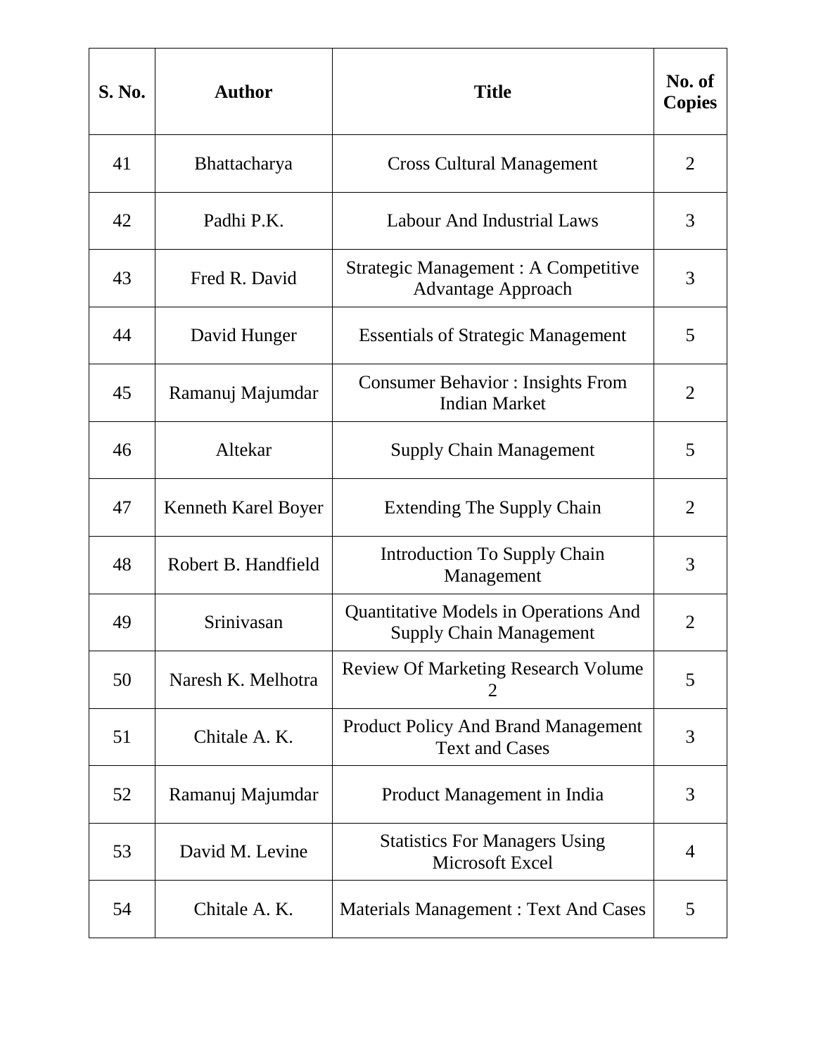| S. No. | Author | Title | No. of Copies |
|---|---|---|---|
| 41 | Bhattacharya | Cross Cultural Management | 2 |
| 42 | Padhi P.K. | Labour And Industrial Laws | 3 |
| 43 | Fred R. David | Strategic Management : A Competitive Advantage Approach | 3 |
| 44 | David Hunger | Essentials of Strategic Management | 5 |
| 45 | Ramanuj Majumdar | Consumer Behavior : Insights From Indian Market | 2 |
| 46 | Altekar | Supply Chain Management | 5 |
| 47 | Kenneth Karel Boyer | Extending The Supply Chain | 2 |
| 48 | Robert B. Handfield | Introduction To Supply Chain Management | 3 |
| 49 | Srinivasan | Quantitative Models in Operations And Supply Chain Management | 2 |
| 50 | Naresh K. Melhotra | Review Of Marketing Research Volume 2 | 5 |
| 51 | Chitale A. K. | Product Policy And Brand Management Text and Cases | 3 |
| 52 | Ramanuj Majumdar | Product Management in India | 3 |
| 53 | David M. Levine | Statistics For Managers Using Microsoft Excel | 4 |
| 54 | Chitale A. K. | Materials Management : Text And Cases | 5 |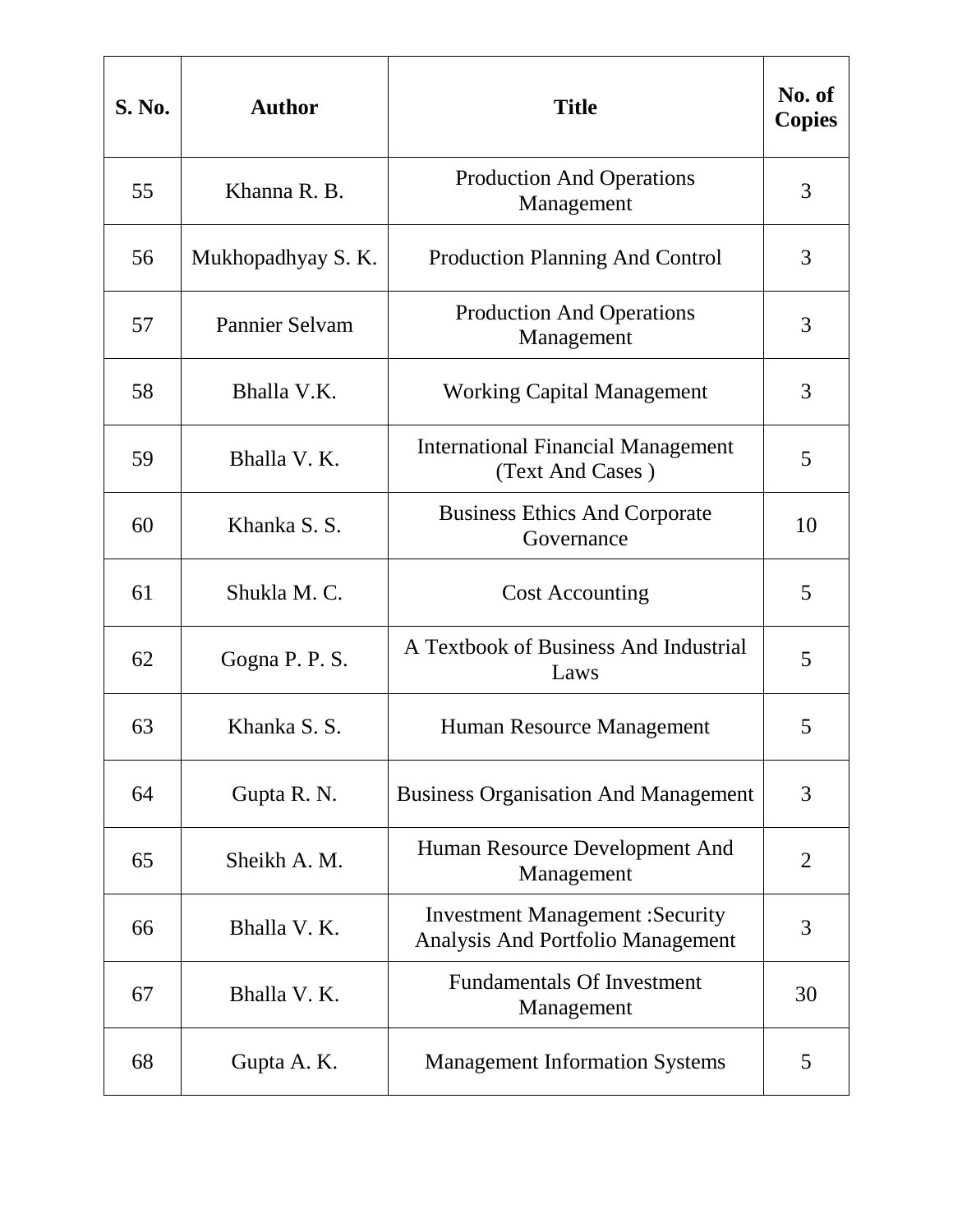| S. No. | Author | Title | No. of Copies |
| --- | --- | --- | --- |
| 55 | Khanna R. B. | Production And Operations Management | 3 |
| 56 | Mukhopadhyay S. K. | Production Planning And Control | 3 |
| 57 | Pannier Selvam | Production And Operations Management | 3 |
| 58 | Bhalla V.K. | Working Capital Management | 3 |
| 59 | Bhalla V. K. | International Financial Management (Text And Cases ) | 5 |
| 60 | Khanka S. S. | Business Ethics And Corporate Governance | 10 |
| 61 | Shukla M. C. | Cost Accounting | 5 |
| 62 | Gogna P. P. S. | A Textbook of Business And Industrial Laws | 5 |
| 63 | Khanka S. S. | Human Resource Management | 5 |
| 64 | Gupta R. N. | Business Organisation And Management | 3 |
| 65 | Sheikh A. M. | Human Resource Development And Management | 2 |
| 66 | Bhalla V. K. | Investment Management :Security Analysis And Portfolio Management | 3 |
| 67 | Bhalla V. K. | Fundamentals Of Investment Management | 30 |
| 68 | Gupta A. K. | Management Information Systems | 5 |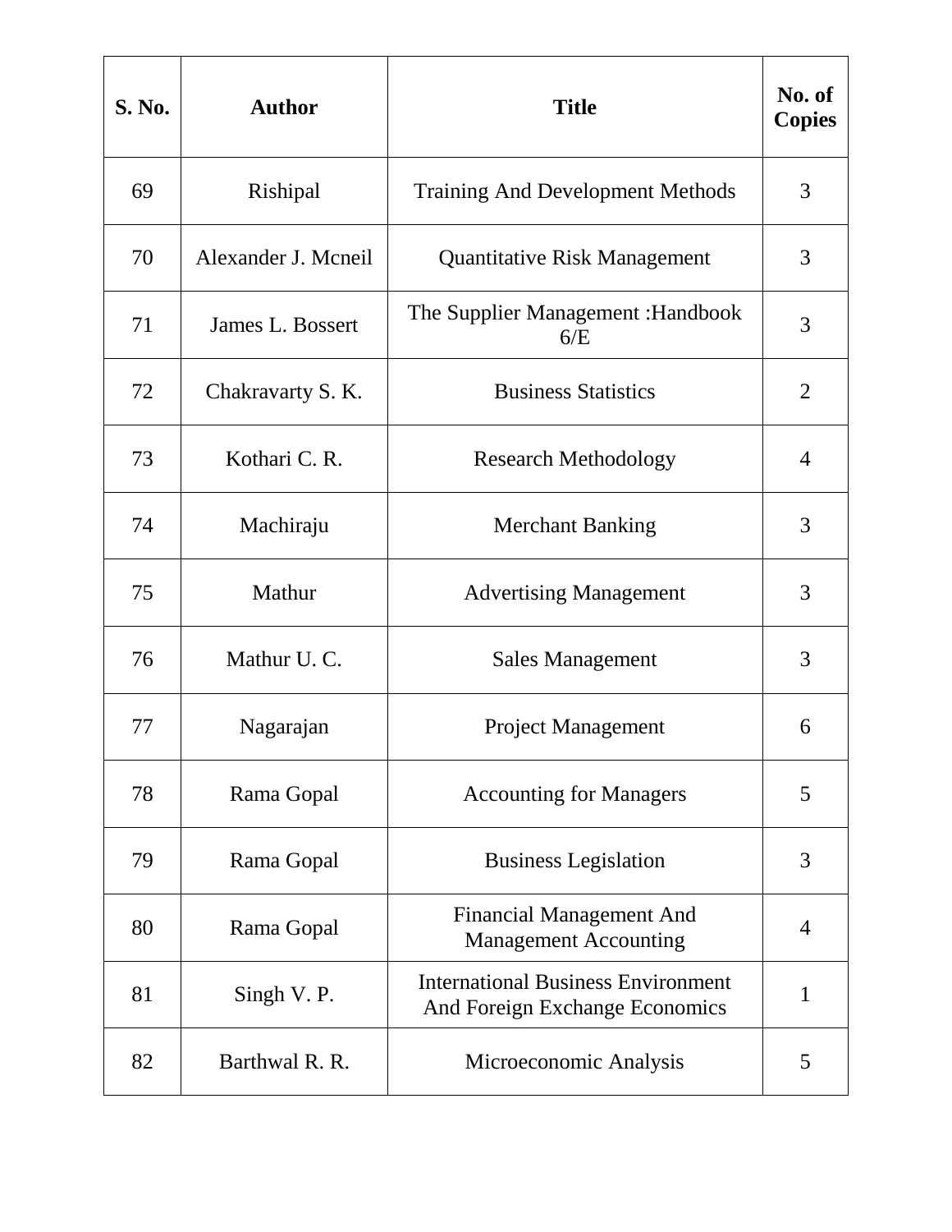| S. No. | Author | Title | No. of Copies |
|---|---|---|---|
| 69 | Rishipal | Training And Development Methods | 3 |
| 70 | Alexander J. Mcneil | Quantitative Risk Management | 3 |
| 71 | James L. Bossert | The Supplier Management :Handbook 6/E | 3 |
| 72 | Chakravarty S. K. | Business Statistics | 2 |
| 73 | Kothari C. R. | Research Methodology | 4 |
| 74 | Machiraju | Merchant Banking | 3 |
| 75 | Mathur | Advertising Management | 3 |
| 76 | Mathur U. C. | Sales Management | 3 |
| 77 | Nagarajan | Project Management | 6 |
| 78 | Rama Gopal | Accounting for Managers | 5 |
| 79 | Rama Gopal | Business Legislation | 3 |
| 80 | Rama Gopal | Financial Management And Management Accounting | 4 |
| 81 | Singh V. P. | International Business Environment And Foreign Exchange Economics | 1 |
| 82 | Barthwal R. R. | Microeconomic Analysis | 5 |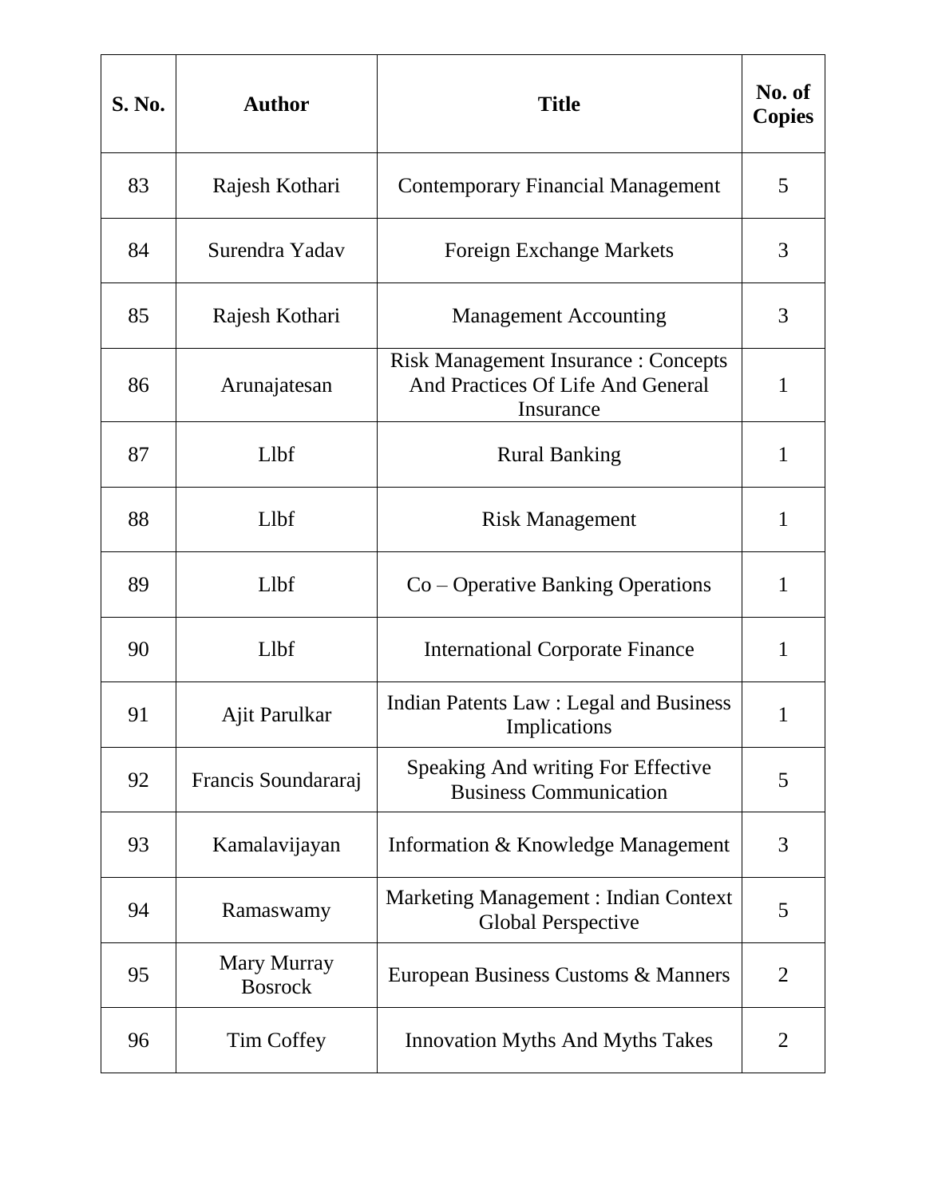| S. No. | Author | Title | No. of Copies |
| --- | --- | --- | --- |
| 83 | Rajesh Kothari | Contemporary Financial Management | 5 |
| 84 | Surendra Yadav | Foreign Exchange Markets | 3 |
| 85 | Rajesh Kothari | Management Accounting | 3 |
| 86 | Arunajatesan | Risk Management Insurance : Concepts And Practices Of Life And General Insurance | 1 |
| 87 | Llbf | Rural Banking | 1 |
| 88 | Llbf | Risk Management | 1 |
| 89 | Llbf | Co – Operative Banking Operations | 1 |
| 90 | Llbf | International Corporate Finance | 1 |
| 91 | Ajit Parulkar | Indian Patents Law : Legal and Business Implications | 1 |
| 92 | Francis Soundararaj | Speaking And writing For Effective Business Communication | 5 |
| 93 | Kamalavijayan | Information & Knowledge Management | 3 |
| 94 | Ramaswamy | Marketing Management : Indian Context Global Perspective | 5 |
| 95 | Mary Murray Bosrock | European Business Customs & Manners | 2 |
| 96 | Tim Coffey | Innovation Myths And Myths Takes | 2 |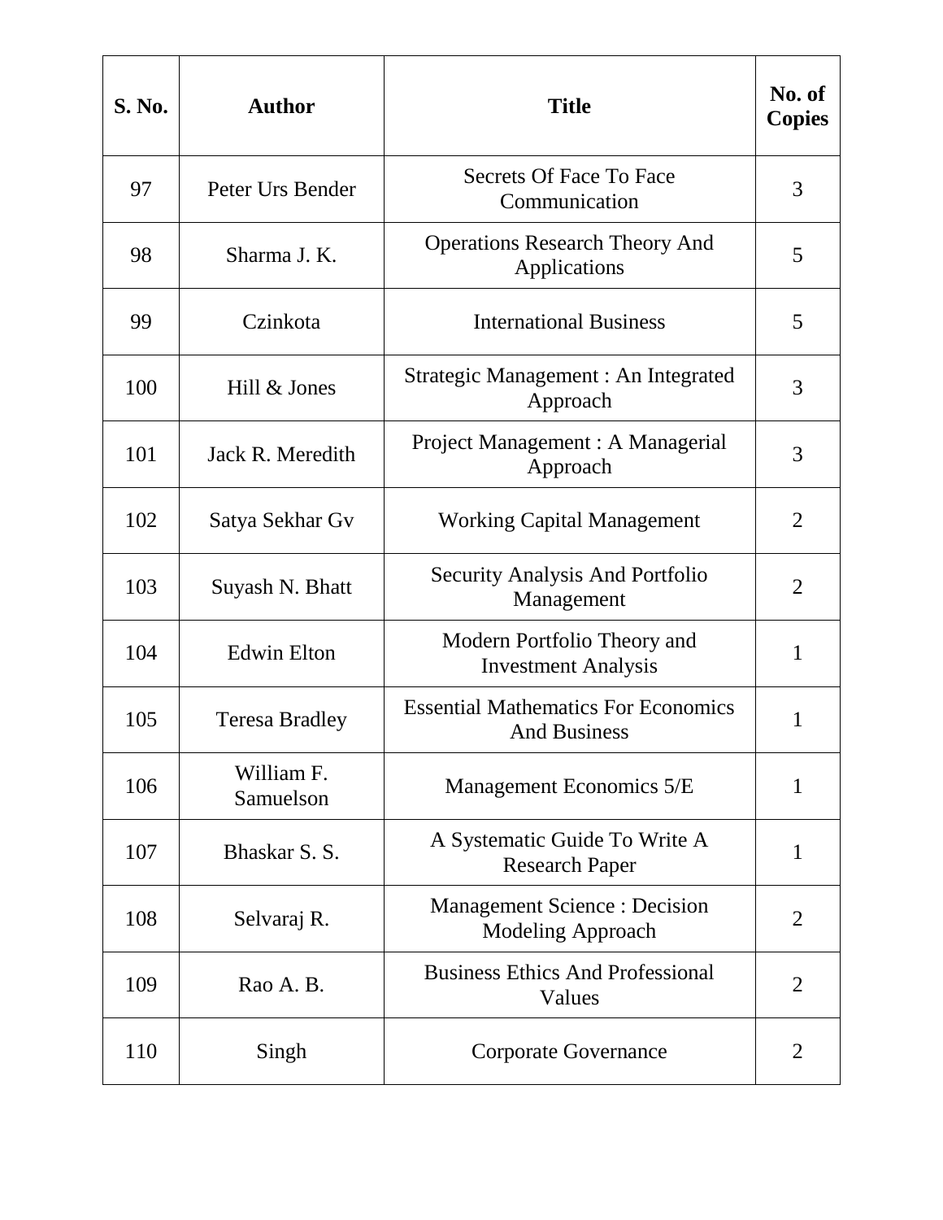| S. No. | Author | Title | No. of Copies |
|---|---|---|---|
| 97 | Peter Urs Bender | Secrets Of Face To Face Communication | 3 |
| 98 | Sharma J. K. | Operations Research Theory And Applications | 5 |
| 99 | Czinkota | International Business | 5 |
| 100 | Hill & Jones | Strategic Management : An Integrated Approach | 3 |
| 101 | Jack R. Meredith | Project Management : A Managerial Approach | 3 |
| 102 | Satya Sekhar Gv | Working Capital Management | 2 |
| 103 | Suyash N. Bhatt | Security Analysis And Portfolio Management | 2 |
| 104 | Edwin Elton | Modern Portfolio Theory and Investment Analysis | 1 |
| 105 | Teresa Bradley | Essential Mathematics For Economics And Business | 1 |
| 106 | William F. Samuelson | Management Economics 5/E | 1 |
| 107 | Bhaskar S. S. | A Systematic Guide To Write A Research Paper | 1 |
| 108 | Selvaraj R. | Management Science : Decision Modeling Approach | 2 |
| 109 | Rao A. B. | Business Ethics And Professional Values | 2 |
| 110 | Singh | Corporate Governance | 2 |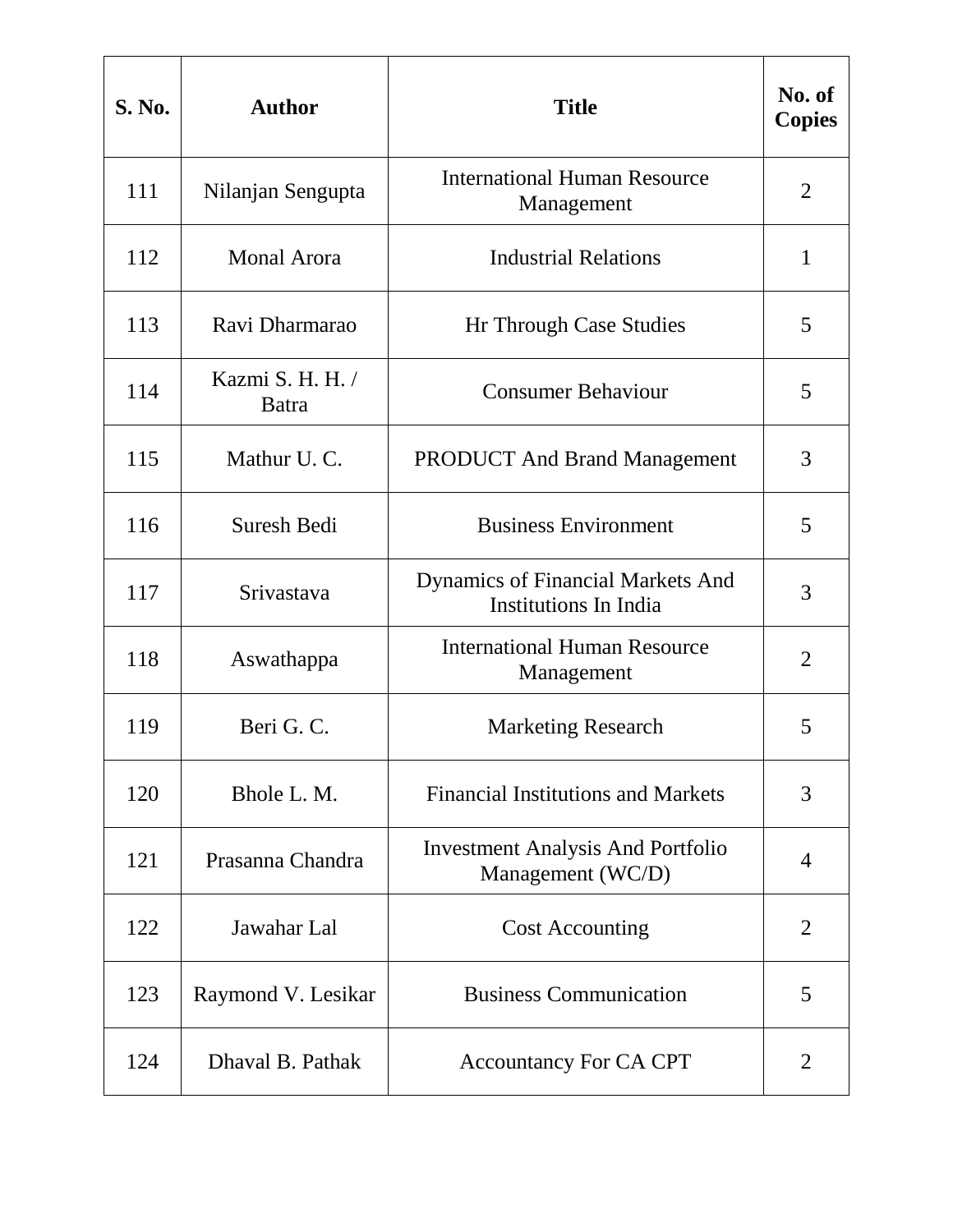| S. No. | Author | Title | No. of Copies |
|---|---|---|---|
| 111 | Nilanjan Sengupta | International Human Resource Management | 2 |
| 112 | Monal Arora | Industrial Relations | 1 |
| 113 | Ravi Dharmarao | Hr Through Case Studies | 5 |
| 114 | Kazmi S. H. H. / Batra | Consumer Behaviour | 5 |
| 115 | Mathur U. C. | PRODUCT And Brand Management | 3 |
| 116 | Suresh Bedi | Business Environment | 5 |
| 117 | Srivastava | Dynamics of Financial Markets And Institutions In India | 3 |
| 118 | Aswathappa | International Human Resource Management | 2 |
| 119 | Beri G. C. | Marketing Research | 5 |
| 120 | Bhole L. M. | Financial Institutions and Markets | 3 |
| 121 | Prasanna Chandra | Investment Analysis And Portfolio Management (WC/D) | 4 |
| 122 | Jawahar Lal | Cost Accounting | 2 |
| 123 | Raymond V. Lesikar | Business Communication | 5 |
| 124 | Dhaval B. Pathak | Accountancy For CA CPT | 2 |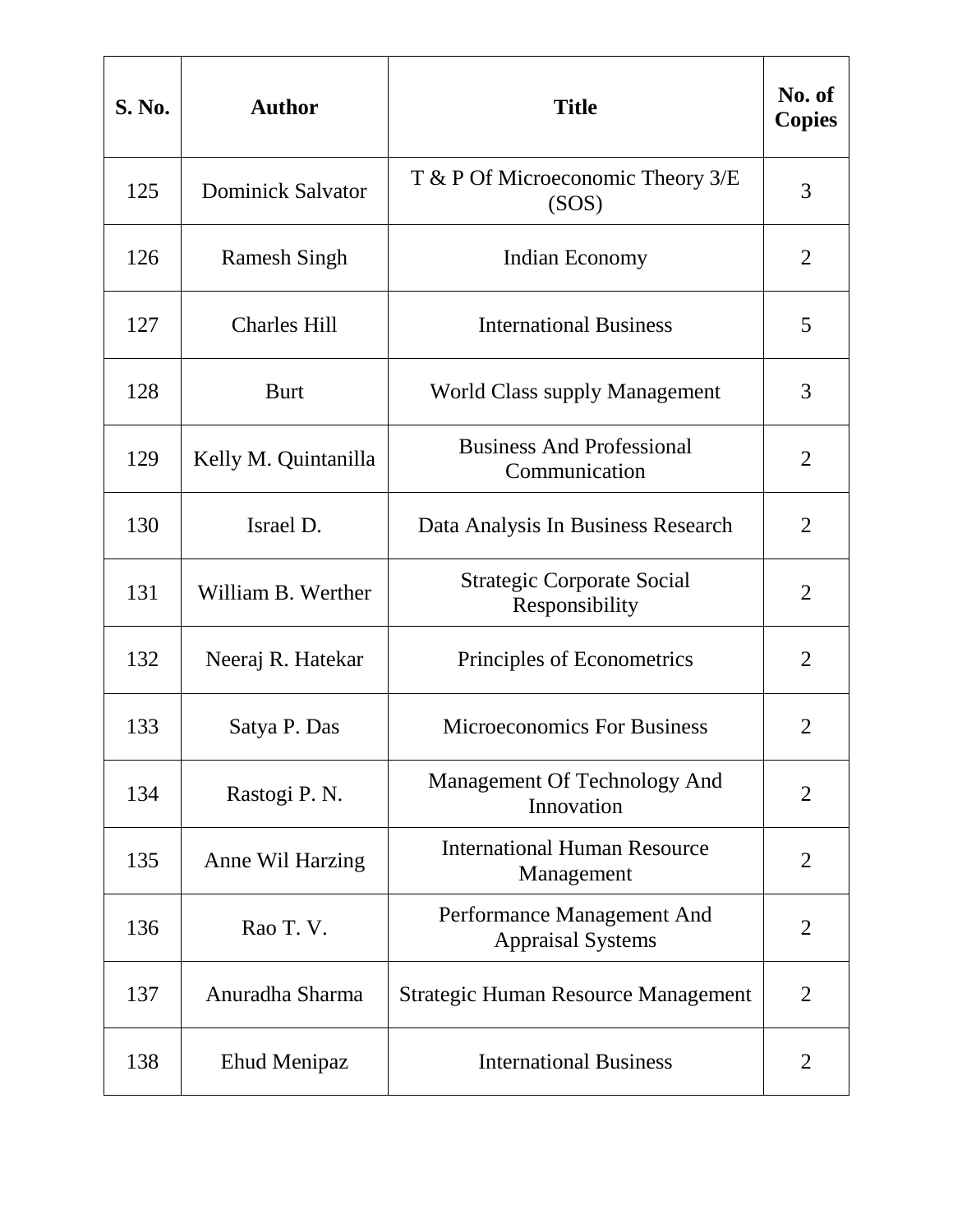| S. No. | Author | Title | No. of Copies |
|---|---|---|---|
| 125 | Dominick Salvator | T & P Of Microeconomic Theory 3/E (SOS) | 3 |
| 126 | Ramesh Singh | Indian Economy | 2 |
| 127 | Charles Hill | International Business | 5 |
| 128 | Burt | World Class supply Management | 3 |
| 129 | Kelly M. Quintanilla | Business And Professional Communication | 2 |
| 130 | Israel D. | Data Analysis In Business Research | 2 |
| 131 | William B. Werther | Strategic Corporate Social Responsibility | 2 |
| 132 | Neeraj R. Hatekar | Principles of Econometrics | 2 |
| 133 | Satya P. Das | Microeconomics For Business | 2 |
| 134 | Rastogi P. N. | Management Of Technology And Innovation | 2 |
| 135 | Anne Wil Harzing | International Human Resource Management | 2 |
| 136 | Rao T. V. | Performance Management And Appraisal Systems | 2 |
| 137 | Anuradha Sharma | Strategic Human Resource Management | 2 |
| 138 | Ehud Menipaz | International Business | 2 |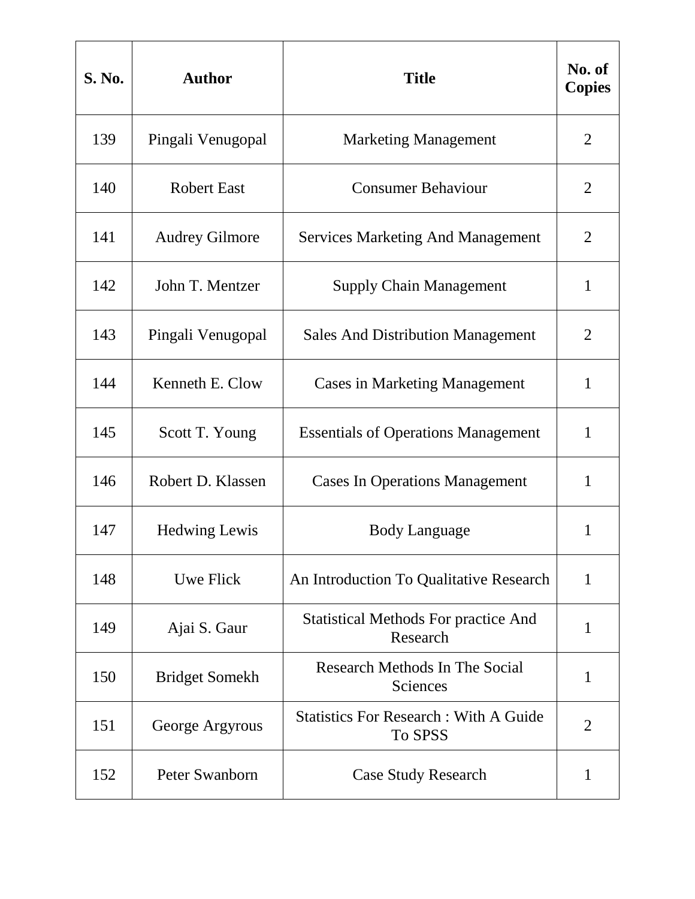| S. No. | Author | Title | No. of Copies |
|---|---|---|---|
| 139 | Pingali Venugopal | Marketing Management | 2 |
| 140 | Robert East | Consumer Behaviour | 2 |
| 141 | Audrey Gilmore | Services Marketing And Management | 2 |
| 142 | John T. Mentzer | Supply Chain Management | 1 |
| 143 | Pingali Venugopal | Sales And Distribution Management | 2 |
| 144 | Kenneth E. Clow | Cases in Marketing Management | 1 |
| 145 | Scott T. Young | Essentials of Operations Management | 1 |
| 146 | Robert D. Klassen | Cases In Operations Management | 1 |
| 147 | Hedwing Lewis | Body Language | 1 |
| 148 | Uwe Flick | An Introduction To Qualitative Research | 1 |
| 149 | Ajai S. Gaur | Statistical Methods For practice And Research | 1 |
| 150 | Bridget Somekh | Research Methods In The Social Sciences | 1 |
| 151 | George Argyrous | Statistics For Research : With A Guide To SPSS | 2 |
| 152 | Peter Swanborn | Case Study Research | 1 |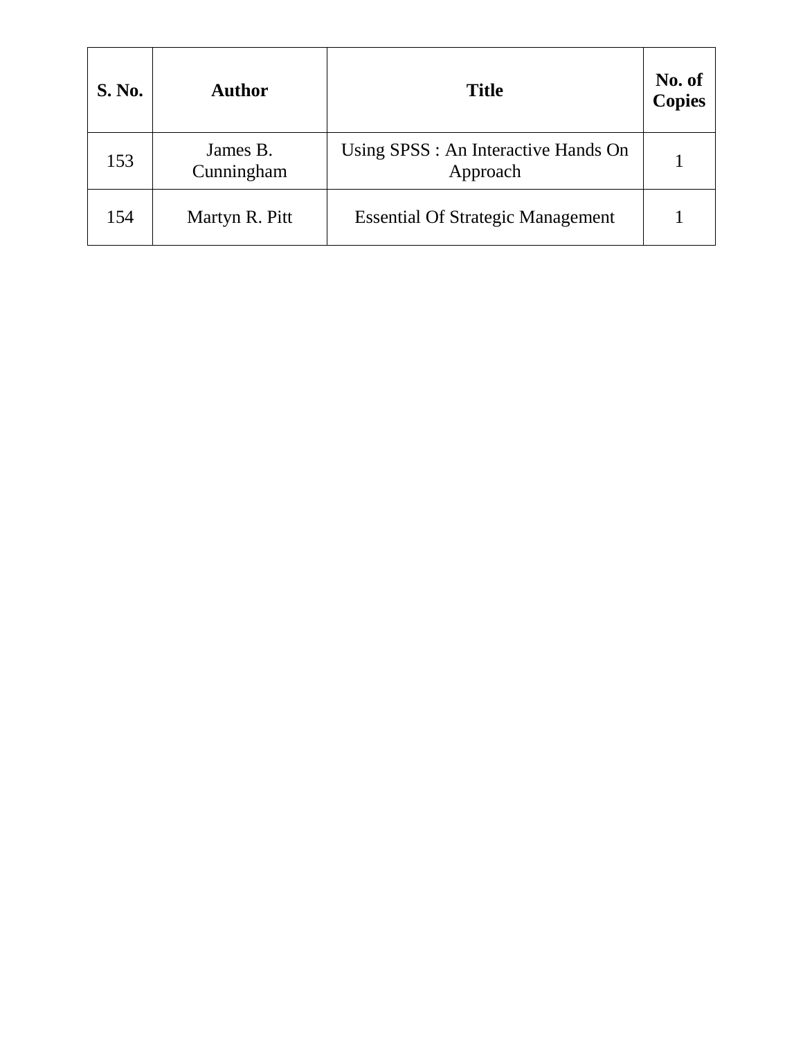| S. No. | Author | Title | No. of Copies |
|---|---|---|---|
| 153 | James B. Cunningham | Using SPSS : An Interactive Hands On Approach | 1 |
| 154 | Martyn R. Pitt | Essential Of Strategic Management | 1 |